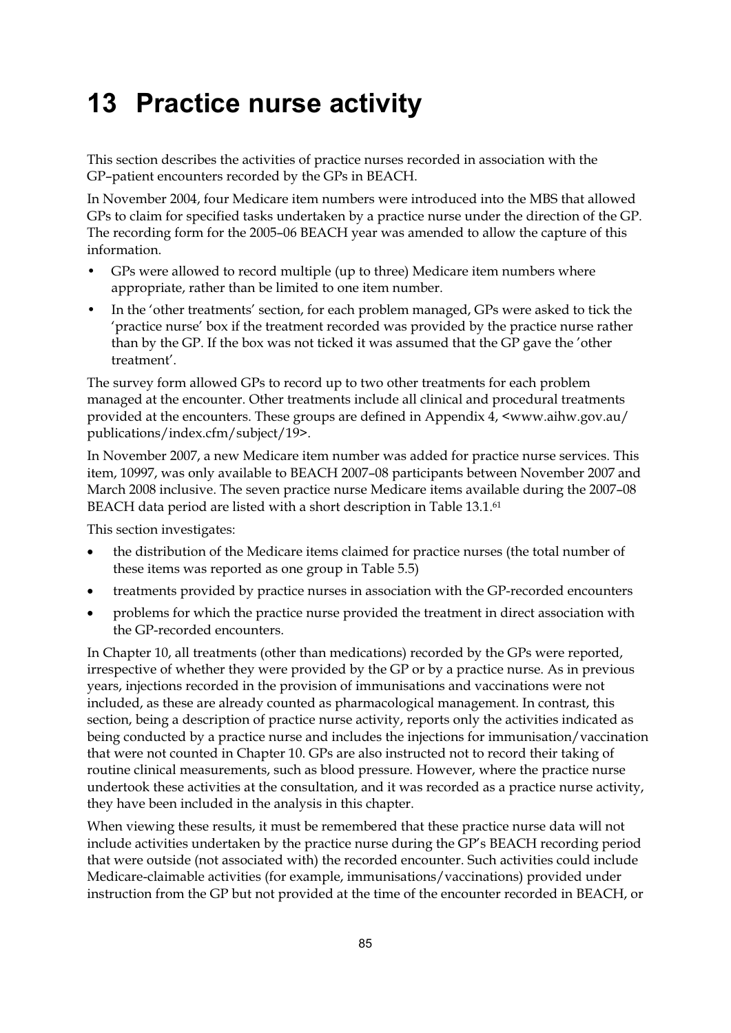# 13 Practice nurse activity

This section describes the activities of practice nurses recorded in association with the GP–patient encounters recorded by the GPs in BEACH.

In November 2004, four Medicare item numbers were introduced into the MBS that allowed GPs to claim for specified tasks undertaken by a practice nurse under the direction of the GP. The recording form for the 2005–06 BEACH year was amended to allow the capture of this information.

- GPs were allowed to record multiple (up to three) Medicare item numbers where appropriate, rather than be limited to one item number.
- In the 'other treatments' section, for each problem managed, GPs were asked to tick the 'practice nurse' box if the treatment recorded was provided by the practice nurse rather than by the GP. If the box was not ticked it was assumed that the GP gave the 'other treatment'.

The survey form allowed GPs to record up to two other treatments for each problem managed at the encounter. Other treatments include all clinical and procedural treatments provided at the encounters. These groups are defined in Appendix 4, <www.aihw.gov.au/publications/index.cfm/subject/19>.

In November 2007, a new Medicare item number was added for practice nurse services. This item, 10997, was only available to BEACH 2007–08 participants between November 2007 and March 2008 inclusive. The seven practice nurse Medicare items available during the 2007–08 BEACH data period are listed with a short description in Table 13.1.[61]

This section investigates:

- the distribution of the Medicare items claimed for practice nurses (the total number of these items was reported as one group in Table 5.5)
- treatments provided by practice nurses in association with the GP-recorded encounters
- problems for which the practice nurse provided the treatment in direct association with the GP-recorded encounters.

In Chapter 10, all treatments (other than medications) recorded by the GPs were reported, irrespective of whether they were provided by the GP or by a practice nurse. As in previous years, injections recorded in the provision of immunisations and vaccinations were not included, as these are already counted as pharmacological management. In contrast, this section, being a description of practice nurse activity, reports only the activities indicated as being conducted by a practice nurse and includes the injections for immunisation/vaccination that were not counted in Chapter 10. GPs are also instructed not to record their taking of routine clinical measurements, such as blood pressure. However, where the practice nurse undertook these activities at the consultation, and it was recorded as a practice nurse activity, they have been included in the analysis in this chapter.

When viewing these results, it must be remembered that these practice nurse data will not include activities undertaken by the practice nurse during the GP's BEACH recording period that were outside (not associated with) the recorded encounter. Such activities could include Medicare-claimable activities (for example, immunisations/vaccinations) provided under instruction from the GP but not provided at the time of the encounter recorded in BEACH, or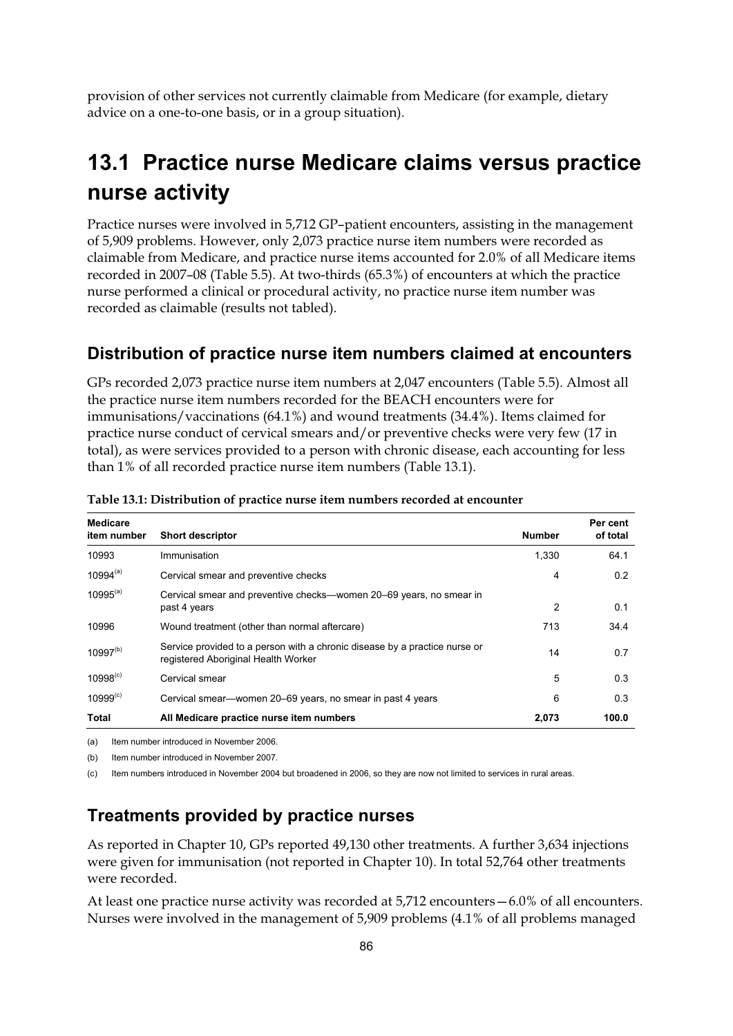provision of other services not currently claimable from Medicare (for example, dietary advice on a one-to-one basis, or in a group situation).

## 13.1 Practice nurse Medicare claims versus practice nurse activity

Practice nurses were involved in 5,712 GP–patient encounters, assisting in the management of 5,909 problems. However, only 2,073 practice nurse item numbers were recorded as claimable from Medicare, and practice nurse items accounted for 2.0% of all Medicare items recorded in 2007–08 (Table 5.5). At two-thirds (65.3%) of encounters at which the practice nurse performed a clinical or procedural activity, no practice nurse item number was recorded as claimable (results not tabled).

### Distribution of practice nurse item numbers claimed at encounters

GPs recorded 2,073 practice nurse item numbers at 2,047 encounters (Table 5.5). Almost all the practice nurse item numbers recorded for the BEACH encounters were for immunisations/vaccinations (64.1%) and wound treatments (34.4%). Items claimed for practice nurse conduct of cervical smears and/or preventive checks were very few (17 in total), as were services provided to a person with chronic disease, each accounting for less than 1% of all recorded practice nurse item numbers (Table 13.1).

**Table 13.1: Distribution of practice nurse item numbers recorded at encounter**

| Medicare item number | Short descriptor | Number | Per cent of total |
|---|---|---|---|
| 10993 | Immunisation | 1,330 | 64.1 |
| 10994[(a)] | Cervical smear and preventive checks | 4 | 0.2 |
| 10995[(a)] | Cervical smear and preventive checks—women 20–69 years, no smear in past 4 years | 2 | 0.1 |
| 10996 | Wound treatment (other than normal aftercare) | 713 | 34.4 |
| 10997[(b)] | Service provided to a person with a chronic disease by a practice nurse or registered Aboriginal Health Worker | 14 | 0.7 |
| 10998[(c)] | Cervical smear | 5 | 0.3 |
| 10999[(c)] | Cervical smear—women 20–69 years, no smear in past 4 years | 6 | 0.3 |
| **Total** | **All Medicare practice nurse item numbers** | **2,073** | **100.0** |

(a) Item number introduced in November 2006.

(b) Item number introduced in November 2007.

(c) Item numbers introduced in November 2004 but broadened in 2006, so they are now not limited to services in rural areas.

### Treatments provided by practice nurses

As reported in Chapter 10, GPs reported 49,130 other treatments. A further 3,634 injections were given for immunisation (not reported in Chapter 10). In total 52,764 other treatments were recorded.

At least one practice nurse activity was recorded at 5,712 encounters—6.0% of all encounters. Nurses were involved in the management of 5,909 problems (4.1% of all problems managed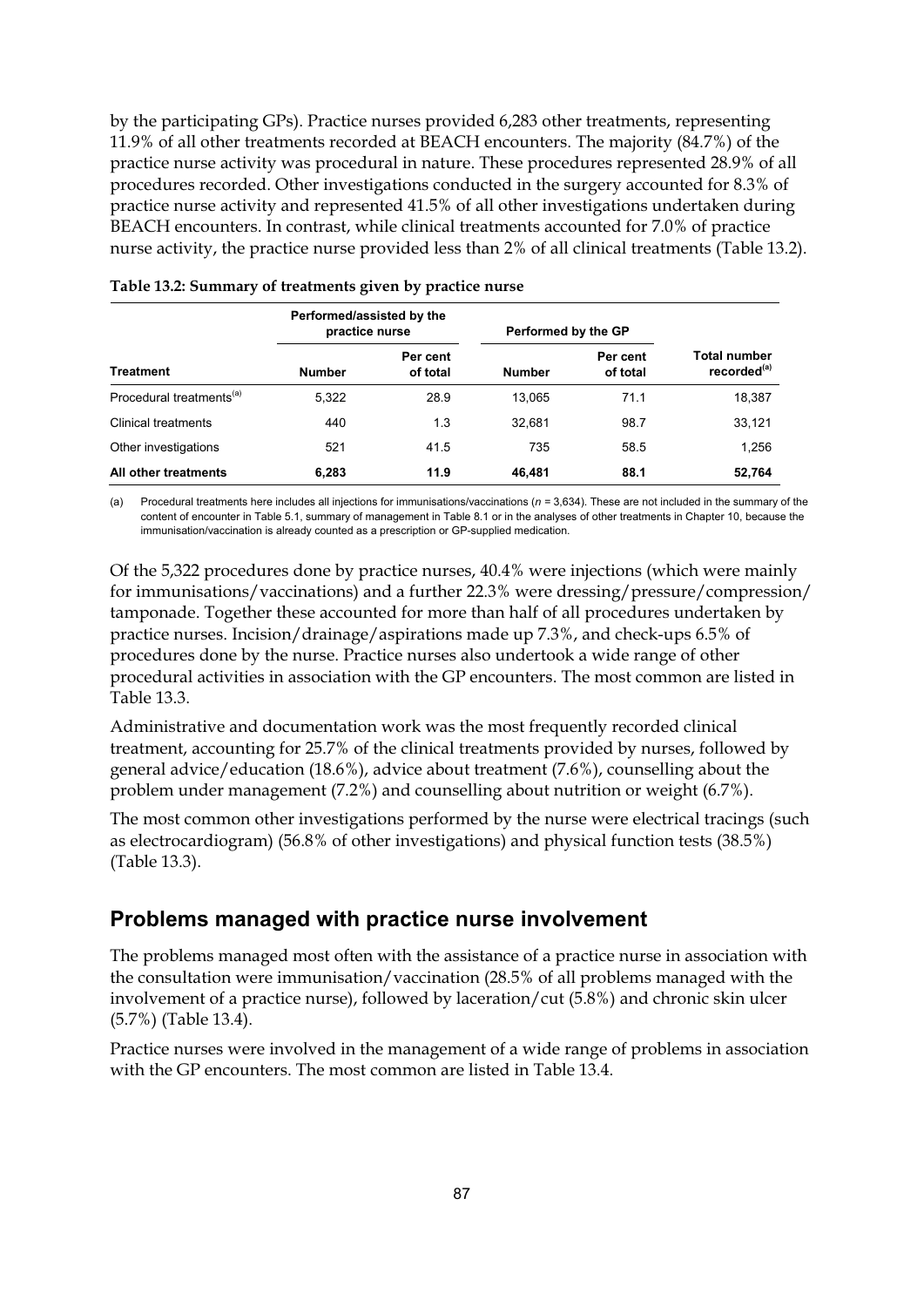by the participating GPs). Practice nurses provided 6,283 other treatments, representing 11.9% of all other treatments recorded at BEACH encounters. The majority (84.7%) of the practice nurse activity was procedural in nature. These procedures represented 28.9% of all procedures recorded. Other investigations conducted in the surgery accounted for 8.3% of practice nurse activity and represented 41.5% of all other investigations undertaken during BEACH encounters. In contrast, while clinical treatments accounted for 7.0% of practice nurse activity, the practice nurse provided less than 2% of all clinical treatments (Table 13.2).

**Table 13.2: Summary of treatments given by practice nurse**

| | Performed/assisted by the practice nurse | | Performed by the GP | | |
|---|---|---|---|---|---|
| **Treatment** | **Number** | **Per cent of total** | **Number** | **Per cent of total** | **Total number recorded[(a)]** |
| Procedural treatments[(a)] | 5,322 | 28.9 | 13,065 | 71.1 | 18,387 |
| Clinical treatments | 440 | 1.3 | 32,681 | 98.7 | 33,121 |
| Other investigations | 521 | 41.5 | 735 | 58.5 | 1,256 |
| **All other treatments** | **6,283** | **11.9** | **46,481** | **88.1** | **52,764** |

(a) Procedural treatments here includes all injections for immunisations/vaccinations (*n* = 3,634). These are not included in the summary of the content of encounter in Table 5.1, summary of management in Table 8.1 or in the analyses of other treatments in Chapter 10, because the immunisation/vaccination is already counted as a prescription or GP-supplied medication.

Of the 5,322 procedures done by practice nurses, 40.4% were injections (which were mainly for immunisations/vaccinations) and a further 22.3% were dressing/pressure/compression/tamponade. Together these accounted for more than half of all procedures undertaken by practice nurses. Incision/drainage/aspirations made up 7.3%, and check-ups 6.5% of procedures done by the nurse. Practice nurses also undertook a wide range of other procedural activities in association with the GP encounters. The most common are listed in Table 13.3.

Administrative and documentation work was the most frequently recorded clinical treatment, accounting for 25.7% of the clinical treatments provided by nurses, followed by general advice/education (18.6%), advice about treatment (7.6%), counselling about the problem under management (7.2%) and counselling about nutrition or weight (6.7%).

The most common other investigations performed by the nurse were electrical tracings (such as electrocardiogram) (56.8% of other investigations) and physical function tests (38.5%) (Table 13.3).

## Problems managed with practice nurse involvement

The problems managed most often with the assistance of a practice nurse in association with the consultation were immunisation/vaccination (28.5% of all problems managed with the involvement of a practice nurse), followed by laceration/cut (5.8%) and chronic skin ulcer (5.7%) (Table 13.4).

Practice nurses were involved in the management of a wide range of problems in association with the GP encounters. The most common are listed in Table 13.4.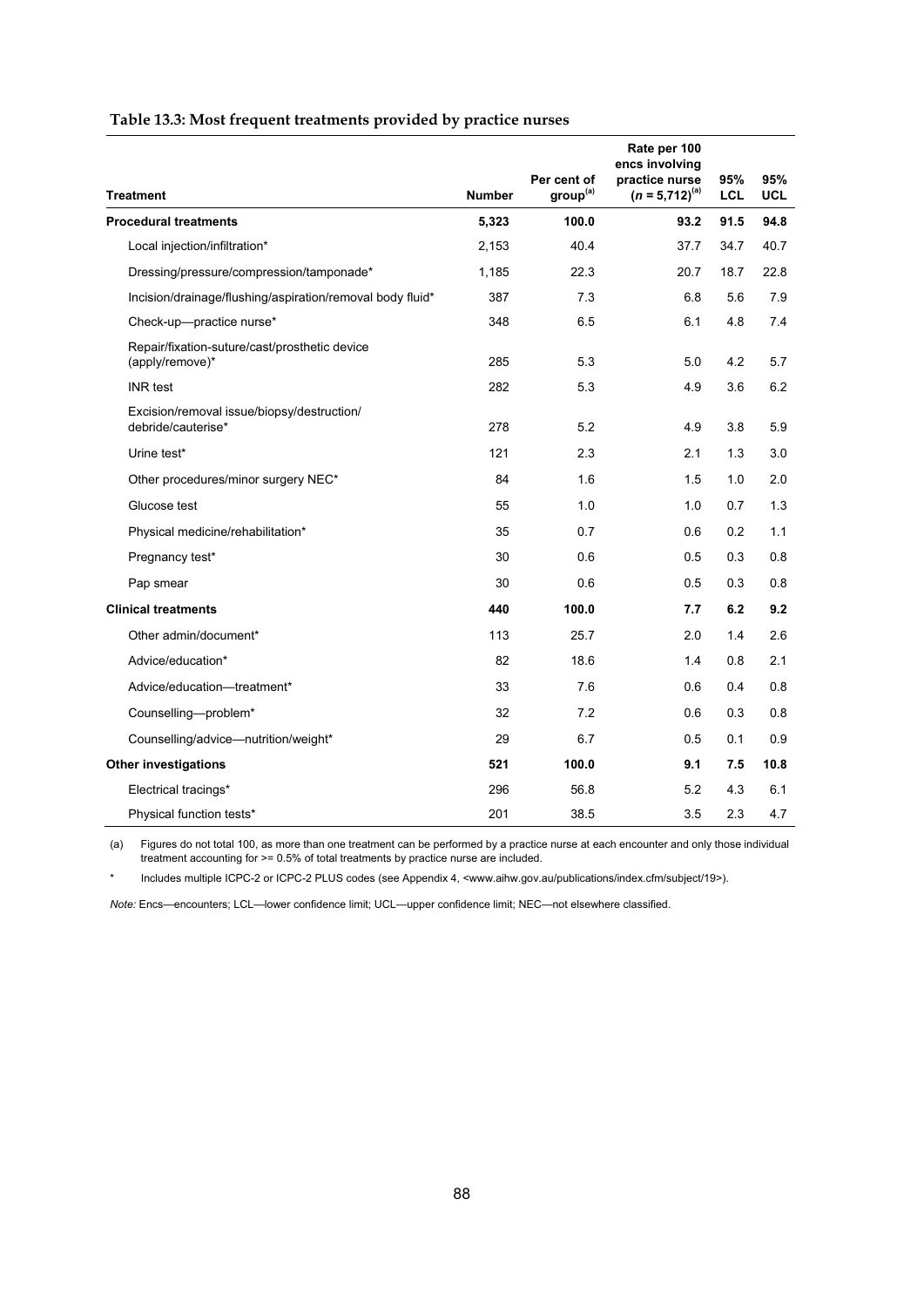**Table 13.3: Most frequent treatments provided by practice nurses**

| Treatment | Number | Per cent of group[(a)] | Rate per 100 encs involving practice nurse ($n$ = 5,712)[(a)] | 95% LCL | 95% UCL |
|---|---|---|---|---|---|
| **Procedural treatments** | **5,323** | **100.0** | **93.2** | **91.5** | **94.8** |
| Local injection/infiltration* | 2,153 | 40.4 | 37.7 | 34.7 | 40.7 |
| Dressing/pressure/compression/tamponade* | 1,185 | 22.3 | 20.7 | 18.7 | 22.8 |
| Incision/drainage/flushing/aspiration/removal body fluid* | 387 | 7.3 | 6.8 | 5.6 | 7.9 |
| Check-up—practice nurse* | 348 | 6.5 | 6.1 | 4.8 | 7.4 |
| Repair/fixation-suture/cast/prosthetic device (apply/remove)* | 285 | 5.3 | 5.0 | 4.2 | 5.7 |
| INR test | 282 | 5.3 | 4.9 | 3.6 | 6.2 |
| Excision/removal issue/biopsy/destruction/ debride/cauterise* | 278 | 5.2 | 4.9 | 3.8 | 5.9 |
| Urine test* | 121 | 2.3 | 2.1 | 1.3 | 3.0 |
| Other procedures/minor surgery NEC* | 84 | 1.6 | 1.5 | 1.0 | 2.0 |
| Glucose test | 55 | 1.0 | 1.0 | 0.7 | 1.3 |
| Physical medicine/rehabilitation* | 35 | 0.7 | 0.6 | 0.2 | 1.1 |
| Pregnancy test* | 30 | 0.6 | 0.5 | 0.3 | 0.8 |
| Pap smear | 30 | 0.6 | 0.5 | 0.3 | 0.8 |
| **Clinical treatments** | **440** | **100.0** | **7.7** | **6.2** | **9.2** |
| Other admin/document* | 113 | 25.7 | 2.0 | 1.4 | 2.6 |
| Advice/education* | 82 | 18.6 | 1.4 | 0.8 | 2.1 |
| Advice/education—treatment* | 33 | 7.6 | 0.6 | 0.4 | 0.8 |
| Counselling—problem* | 32 | 7.2 | 0.6 | 0.3 | 0.8 |
| Counselling/advice—nutrition/weight* | 29 | 6.7 | 0.5 | 0.1 | 0.9 |
| **Other investigations** | **521** | **100.0** | **9.1** | **7.5** | **10.8** |
| Electrical tracings* | 296 | 56.8 | 5.2 | 4.3 | 6.1 |
| Physical function tests* | 201 | 38.5 | 3.5 | 2.3 | 4.7 |

(a) Figures do not total 100, as more than one treatment can be performed by a practice nurse at each encounter and only those individual treatment accounting for >= 0.5% of total treatments by practice nurse are included.

\* Includes multiple ICPC-2 or ICPC-2 PLUS codes (see Appendix 4, <www.aihw.gov.au/publications/index.cfm/subject/19>).

*Note:* Encs—encounters; LCL—lower confidence limit; UCL—upper confidence limit; NEC—not elsewhere classified.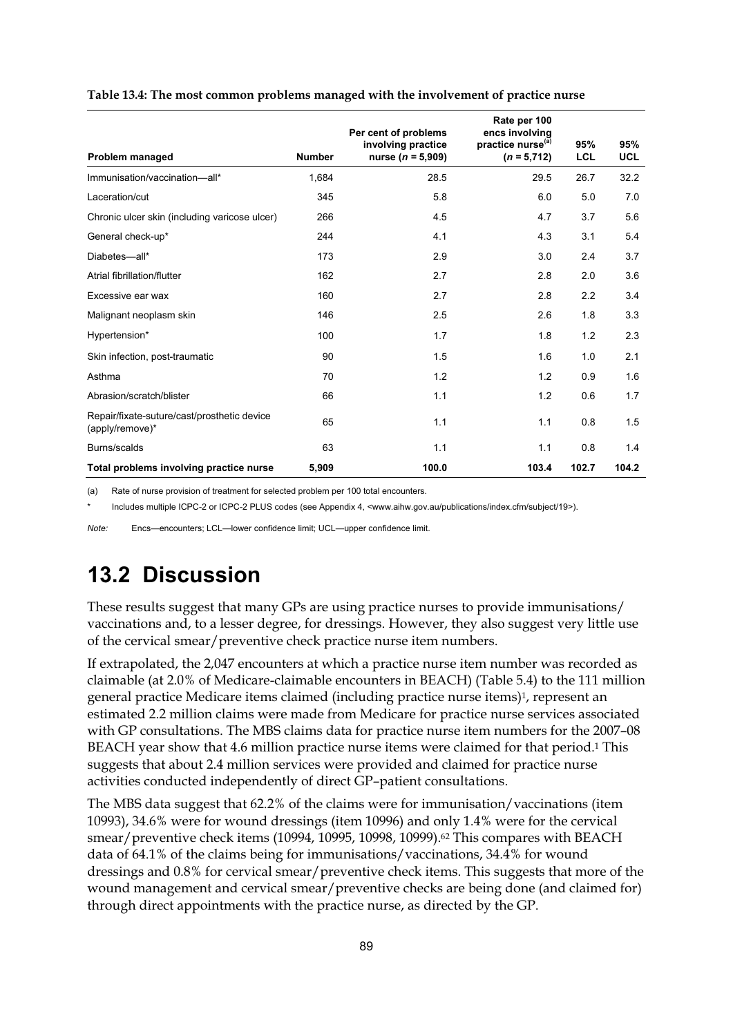**Table 13.4: The most common problems managed with the involvement of practice nurse**

| Problem managed | Number | Per cent of problems involving practice nurse ($n$ = 5,909) | Rate per 100 encs involving practice nurse[(a)] ($n$ = 5,712) | 95% LCL | 95% UCL |
|---|---|---|---|---|---|
| Immunisation/vaccination—all* | 1,684 | 28.5 | 29.5 | 26.7 | 32.2 |
| Laceration/cut | 345 | 5.8 | 6.0 | 5.0 | 7.0 |
| Chronic ulcer skin (including varicose ulcer) | 266 | 4.5 | 4.7 | 3.7 | 5.6 |
| General check-up* | 244 | 4.1 | 4.3 | 3.1 | 5.4 |
| Diabetes—all* | 173 | 2.9 | 3.0 | 2.4 | 3.7 |
| Atrial fibrillation/flutter | 162 | 2.7 | 2.8 | 2.0 | 3.6 |
| Excessive ear wax | 160 | 2.7 | 2.8 | 2.2 | 3.4 |
| Malignant neoplasm skin | 146 | 2.5 | 2.6 | 1.8 | 3.3 |
| Hypertension* | 100 | 1.7 | 1.8 | 1.2 | 2.3 |
| Skin infection, post-traumatic | 90 | 1.5 | 1.6 | 1.0 | 2.1 |
| Asthma | 70 | 1.2 | 1.2 | 0.9 | 1.6 |
| Abrasion/scratch/blister | 66 | 1.1 | 1.2 | 0.6 | 1.7 |
| Repair/fixate-suture/cast/prosthetic device (apply/remove)* | 65 | 1.1 | 1.1 | 0.8 | 1.5 |
| Burns/scalds | 63 | 1.1 | 1.1 | 0.8 | 1.4 |
| **Total problems involving practice nurse** | **5,909** | **100.0** | **103.4** | **102.7** | **104.2** |

(a) Rate of nurse provision of treatment for selected problem per 100 total encounters.

\* Includes multiple ICPC-2 or ICPC-2 PLUS codes (see Appendix 4, <www.aihw.gov.au/publications/index.cfm/subject/19>).

*Note:* Encs—encounters; LCL—lower confidence limit; UCL—upper confidence limit.

## 13.2 Discussion

These results suggest that many GPs are using practice nurses to provide immunisations/vaccinations and, to a lesser degree, for dressings. However, they also suggest very little use of the cervical smear/preventive check practice nurse item numbers.

If extrapolated, the 2,047 encounters at which a practice nurse item number was recorded as claimable (at 2.0% of Medicare-claimable encounters in BEACH) (Table 5.4) to the 111 million general practice Medicare items claimed (including practice nurse items)[1], represent an estimated 2.2 million claims were made from Medicare for practice nurse services associated with GP consultations. The MBS claims data for practice nurse item numbers for the 2007–08 BEACH year show that 4.6 million practice nurse items were claimed for that period.[1] This suggests that about 2.4 million services were provided and claimed for practice nurse activities conducted independently of direct GP–patient consultations.

The MBS data suggest that 62.2% of the claims were for immunisation/vaccinations (item 10993), 34.6% were for wound dressings (item 10996) and only 1.4% were for the cervical smear/preventive check items (10994, 10995, 10998, 10999).[62] This compares with BEACH data of 64.1% of the claims being for immunisations/vaccinations, 34.4% for wound dressings and 0.8% for cervical smear/preventive check items. This suggests that more of the wound management and cervical smear/preventive checks are being done (and claimed for) through direct appointments with the practice nurse, as directed by the GP.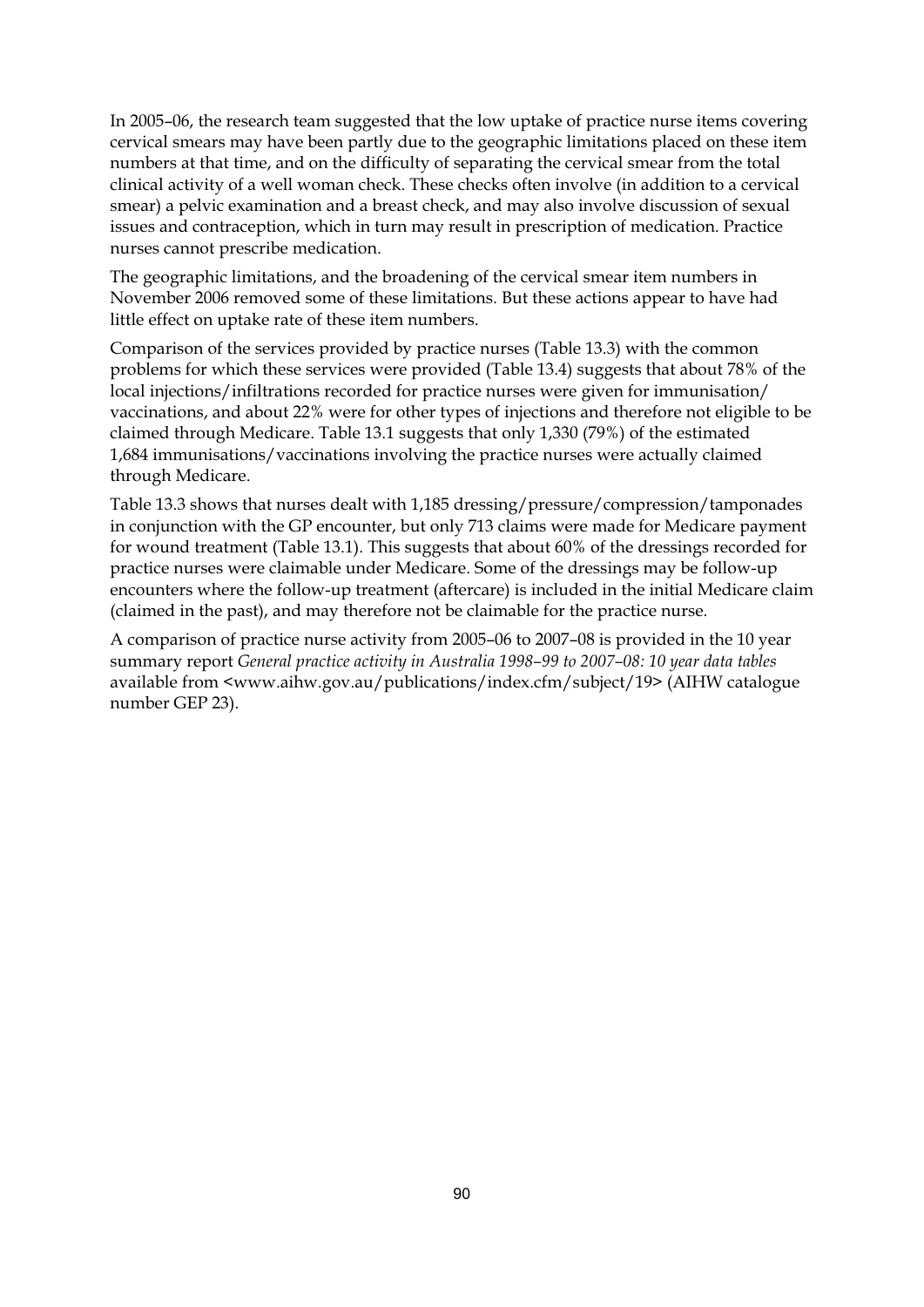In 2005–06, the research team suggested that the low uptake of practice nurse items covering cervical smears may have been partly due to the geographic limitations placed on these item numbers at that time, and on the difficulty of separating the cervical smear from the total clinical activity of a well woman check. These checks often involve (in addition to a cervical smear) a pelvic examination and a breast check, and may also involve discussion of sexual issues and contraception, which in turn may result in prescription of medication. Practice nurses cannot prescribe medication.

The geographic limitations, and the broadening of the cervical smear item numbers in November 2006 removed some of these limitations. But these actions appear to have had little effect on uptake rate of these item numbers.

Comparison of the services provided by practice nurses (Table 13.3) with the common problems for which these services were provided (Table 13.4) suggests that about 78% of the local injections/infiltrations recorded for practice nurses were given for immunisation/ vaccinations, and about 22% were for other types of injections and therefore not eligible to be claimed through Medicare. Table 13.1 suggests that only 1,330 (79%) of the estimated 1,684 immunisations/vaccinations involving the practice nurses were actually claimed through Medicare.

Table 13.3 shows that nurses dealt with 1,185 dressing/pressure/compression/tamponades in conjunction with the GP encounter, but only 713 claims were made for Medicare payment for wound treatment (Table 13.1). This suggests that about 60% of the dressings recorded for practice nurses were claimable under Medicare. Some of the dressings may be follow-up encounters where the follow-up treatment (aftercare) is included in the initial Medicare claim (claimed in the past), and may therefore not be claimable for the practice nurse.

A comparison of practice nurse activity from 2005–06 to 2007–08 is provided in the 10 year summary report *General practice activity in Australia 1998–99 to 2007–08: 10 year data tables* available from <www.aihw.gov.au/publications/index.cfm/subject/19> (AIHW catalogue number GEP 23).